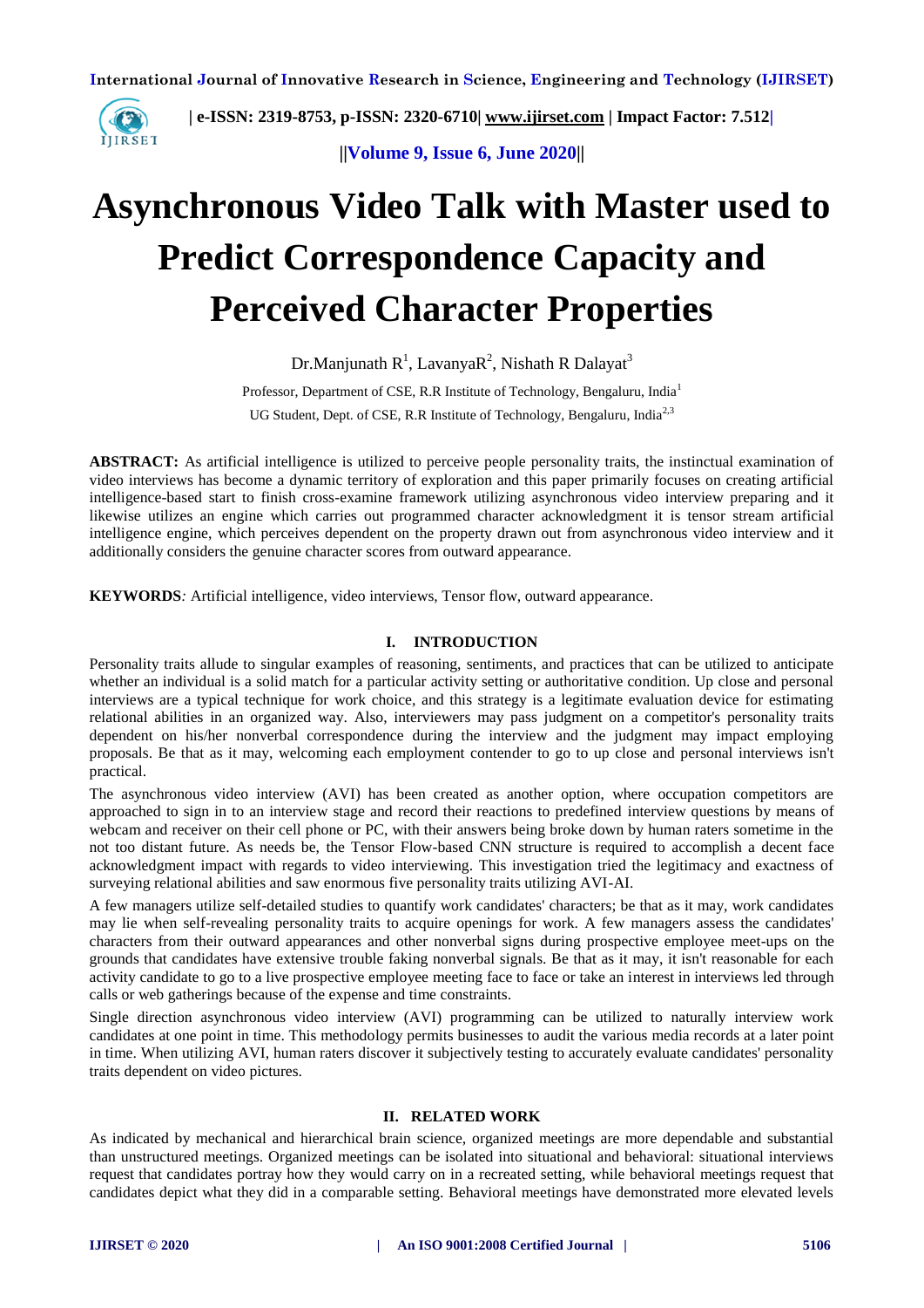# Asynchronous Video Talk with Master used to Predict Correspondence Capacity and Perceived Character Properties

Dr.Manjunath R[1], LavanyaR[2], Nishath R Dalayat[3]

Professor, Department of CSE, R.R Institute of Technology, Bengaluru, India[1]

UG Student, Dept. of CSE, R.R Institute of Technology, Bengaluru, India[2,3]

**ABSTRACT:** As artificial intelligence is utilized to perceive people personality traits, the instinctual examination of video interviews has become a dynamic territory of exploration and this paper primarily focuses on creating artificial intelligence-based start to finish cross-examine framework utilizing asynchronous video interview preparing and it likewise utilizes an engine which carries out programmed character acknowledgment it is tensor stream artificial intelligence engine, which perceives dependent on the property drawn out from asynchronous video interview and it additionally considers the genuine character scores from outward appearance.

**KEYWORDS***:* Artificial intelligence, video interviews, Tensor flow, outward appearance.

## I. INTRODUCTION

Personality traits allude to singular examples of reasoning, sentiments, and practices that can be utilized to anticipate whether an individual is a solid match for a particular activity setting or authoritative condition. Up close and personal interviews are a typical technique for work choice, and this strategy is a legitimate evaluation device for estimating relational abilities in an organized way. Also, interviewers may pass judgment on a competitor's personality traits dependent on his/her nonverbal correspondence during the interview and the judgment may impact employing proposals. Be that as it may, welcoming each employment contender to go to up close and personal interviews isn't practical.

The asynchronous video interview (AVI) has been created as another option, where occupation competitors are approached to sign in to an interview stage and record their reactions to predefined interview questions by means of webcam and receiver on their cell phone or PC, with their answers being broke down by human raters sometime in the not too distant future. As needs be, the Tensor Flow-based CNN structure is required to accomplish a decent face acknowledgment impact with regards to video interviewing. This investigation tried the legitimacy and exactness of surveying relational abilities and saw enormous five personality traits utilizing AVI-AI.

A few managers utilize self-detailed studies to quantify work candidates' characters; be that as it may, work candidates may lie when self-revealing personality traits to acquire openings for work. A few managers assess the candidates' characters from their outward appearances and other nonverbal signs during prospective employee meet-ups on the grounds that candidates have extensive trouble faking nonverbal signals. Be that as it may, it isn't reasonable for each activity candidate to go to a live prospective employee meeting face to face or take an interest in interviews led through calls or web gatherings because of the expense and time constraints.

Single direction asynchronous video interview (AVI) programming can be utilized to naturally interview work candidates at one point in time. This methodology permits businesses to audit the various media records at a later point in time. When utilizing AVI, human raters discover it subjectively testing to accurately evaluate candidates' personality traits dependent on video pictures.

## II. RELATED WORK

As indicated by mechanical and hierarchical brain science, organized meetings are more dependable and substantial than unstructured meetings. Organized meetings can be isolated into situational and behavioral: situational interviews request that candidates portray how they would carry on in a recreated setting, while behavioral meetings request that candidates depict what they did in a comparable setting. Behavioral meetings have demonstrated more elevated levels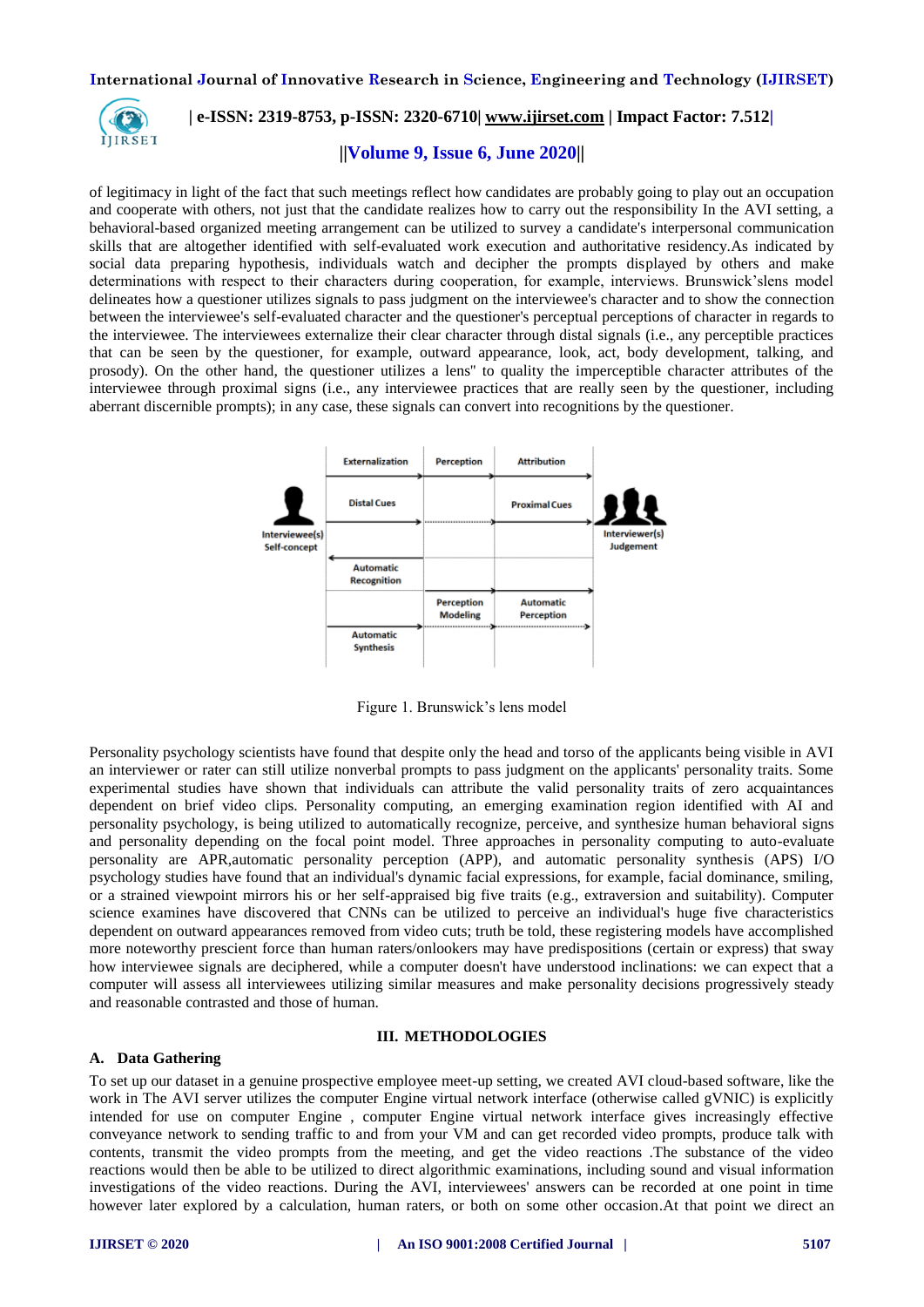of legitimacy in light of the fact that such meetings reflect how candidates are probably going to play out an occupation and cooperate with others, not just that the candidate realizes how to carry out the responsibility In the AVI setting, a behavioral-based organized meeting arrangement can be utilized to survey a candidate's interpersonal communication skills that are altogether identified with self-evaluated work execution and authoritative residency.As indicated by social data preparing hypothesis, individuals watch and decipher the prompts displayed by others and make determinations with respect to their characters during cooperation, for example, interviews. Brunswick'slens model delineates how a questioner utilizes signals to pass judgment on the interviewee's character and to show the connection between the interviewee's self-evaluated character and the questioner's perceptual perceptions of character in regards to the interviewee. The interviewees externalize their clear character through distal signals (i.e., any perceptible practices that can be seen by the questioner, for example, outward appearance, look, act, body development, talking, and prosody). On the other hand, the questioner utilizes a lens" to quality the imperceptible character attributes of the interviewee through proximal signs (i.e., any interviewee practices that are really seen by the questioner, including aberrant discernible prompts); in any case, these signals can convert into recognitions by the questioner.

Figure 1. Brunswick's lens model

Personality psychology scientists have found that despite only the head and torso of the applicants being visible in AVI an interviewer or rater can still utilize nonverbal prompts to pass judgment on the applicants' personality traits. Some experimental studies have shown that individuals can attribute the valid personality traits of zero acquaintances dependent on brief video clips. Personality computing, an emerging examination region identified with AI and personality psychology, is being utilized to automatically recognize, perceive, and synthesize human behavioral signs and personality depending on the focal point model. Three approaches in personality computing to auto-evaluate personality are APR,automatic personality perception (APP), and automatic personality synthesis (APS) I/O psychology studies have found that an individual's dynamic facial expressions, for example, facial dominance, smiling, or a strained viewpoint mirrors his or her self-appraised big five traits (e.g., extraversion and suitability). Computer science examines have discovered that CNNs can be utilized to perceive an individual's huge five characteristics dependent on outward appearances removed from video cuts; truth be told, these registering models have accomplished more noteworthy prescient force than human raters/onlookers may have predispositions (certain or express) that sway how interviewee signals are deciphered, while a computer doesn't have understood inclinations: we can expect that a computer will assess all interviewees utilizing similar measures and make personality decisions progressively steady and reasonable contrasted and those of human.

## III. METHODOLOGIES

### A. Data Gathering

To set up our dataset in a genuine prospective employee meet-up setting, we created AVI cloud-based software, like the work in The AVI server utilizes the computer Engine virtual network interface (otherwise called gVNIC) is explicitly intended for use on computer Engine , computer Engine virtual network interface gives increasingly effective conveyance network to sending traffic to and from your VM and can get recorded video prompts, produce talk with contents, transmit the video prompts from the meeting, and get the video reactions .The substance of the video reactions would then be able to be utilized to direct algorithmic examinations, including sound and visual information investigations of the video reactions. During the AVI, interviewees' answers can be recorded at one point in time however later explored by a calculation, human raters, or both on some other occasion.At that point we direct an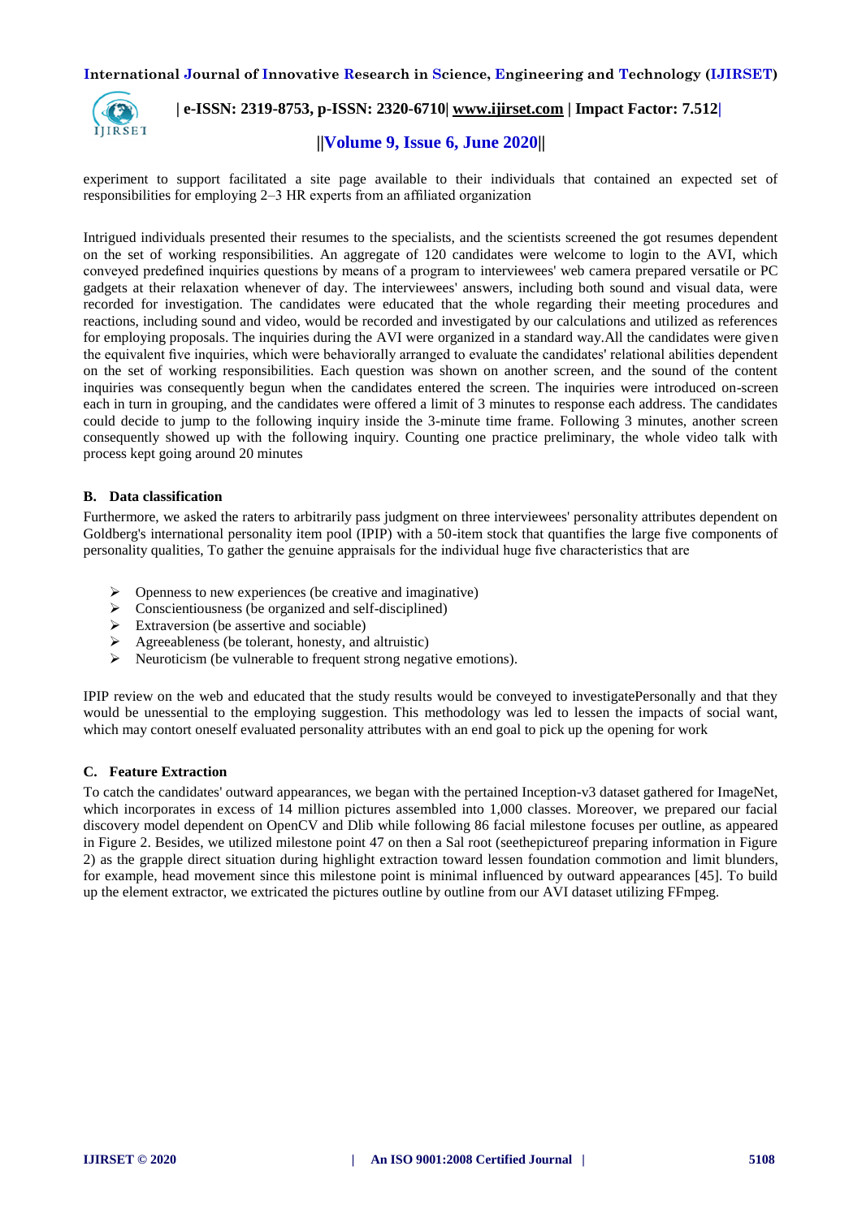experiment to support facilitated a site page available to their individuals that contained an expected set of responsibilities for employing 2–3 HR experts from an affiliated organization

Intrigued individuals presented their resumes to the specialists, and the scientists screened the got resumes dependent on the set of working responsibilities. An aggregate of 120 candidates were welcome to login to the AVI, which conveyed predefined inquiries questions by means of a program to interviewees' web camera prepared versatile or PC gadgets at their relaxation whenever of day. The interviewees' answers, including both sound and visual data, were recorded for investigation. The candidates were educated that the whole regarding their meeting procedures and reactions, including sound and video, would be recorded and investigated by our calculations and utilized as references for employing proposals. The inquiries during the AVI were organized in a standard way.All the candidates were given the equivalent five inquiries, which were behaviorally arranged to evaluate the candidates' relational abilities dependent on the set of working responsibilities. Each question was shown on another screen, and the sound of the content inquiries was consequently begun when the candidates entered the screen. The inquiries were introduced on-screen each in turn in grouping, and the candidates were offered a limit of 3 minutes to response each address. The candidates could decide to jump to the following inquiry inside the 3-minute time frame. Following 3 minutes, another screen consequently showed up with the following inquiry. Counting one practice preliminary, the whole video talk with process kept going around 20 minutes

### B. Data classification

Furthermore, we asked the raters to arbitrarily pass judgment on three interviewees' personality attributes dependent on Goldberg's international personality item pool (IPIP) with a 50-item stock that quantifies the large five components of personality qualities, To gather the genuine appraisals for the individual huge five characteristics that are

- Openness to new experiences (be creative and imaginative)
- Conscientiousness (be organized and self-disciplined)
- Extraversion (be assertive and sociable)
- Agreeableness (be tolerant, honesty, and altruistic)
- Neuroticism (be vulnerable to frequent strong negative emotions).

IPIP review on the web and educated that the study results would be conveyed to investigatePersonally and that they would be unessential to the employing suggestion. This methodology was led to lessen the impacts of social want, which may contort oneself evaluated personality attributes with an end goal to pick up the opening for work

### C. Feature Extraction

To catch the candidates' outward appearances, we began with the pertained Inception-v3 dataset gathered for ImageNet, which incorporates in excess of 14 million pictures assembled into 1,000 classes. Moreover, we prepared our facial discovery model dependent on OpenCV and Dlib while following 86 facial milestone focuses per outline, as appeared in Figure 2. Besides, we utilized milestone point 47 on then a Sal root (seethepictureof preparing information in Figure 2) as the grapple direct situation during highlight extraction toward lessen foundation commotion and limit blunders, for example, head movement since this milestone point is minimal influenced by outward appearances [45]. To build up the element extractor, we extricated the pictures outline by outline from our AVI dataset utilizing FFmpeg.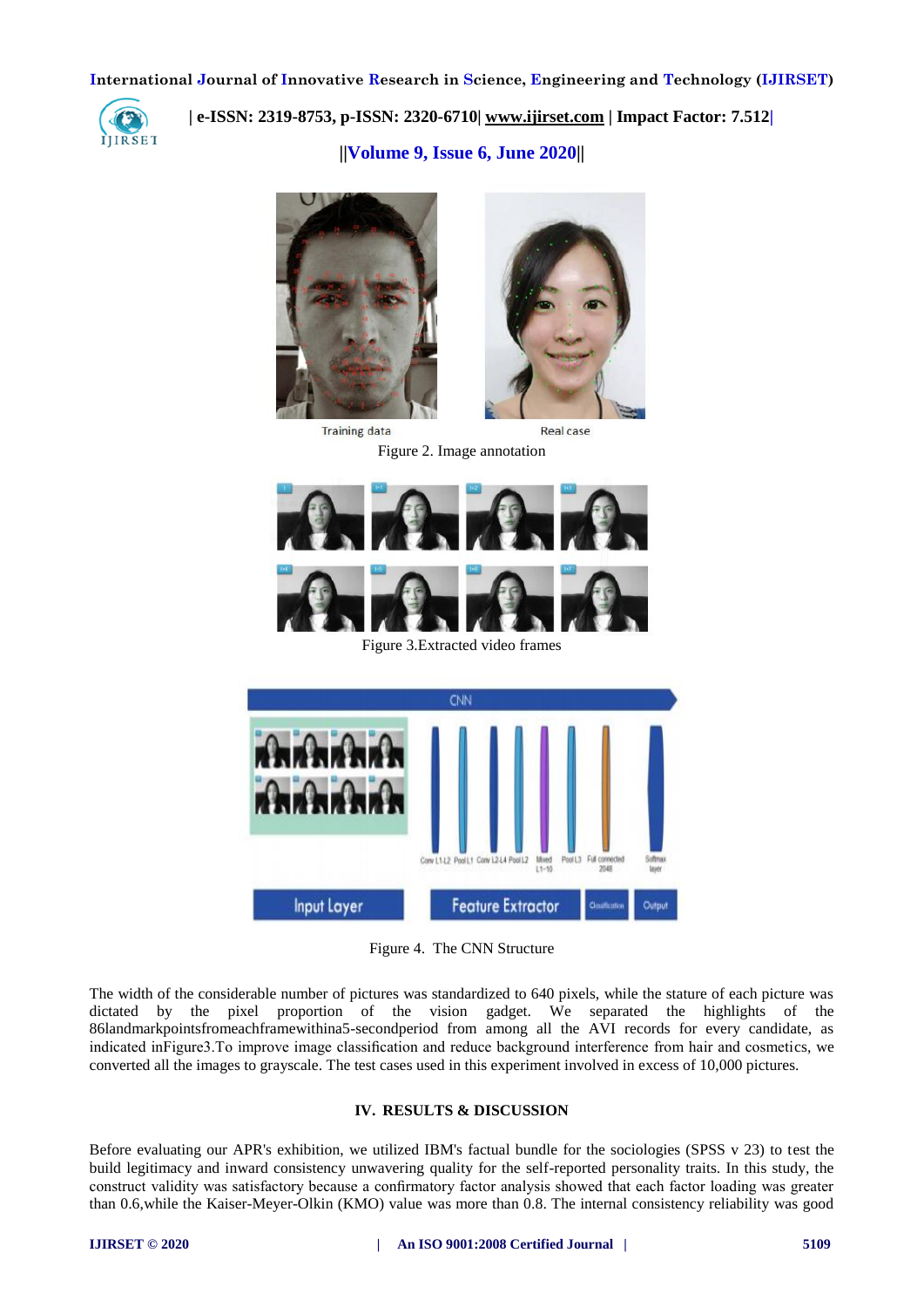Figure 2. Image annotation

Figure 3.Extracted video frames

Figure 4. The CNN Structure

The width of the considerable number of pictures was standardized to 640 pixels, while the stature of each picture was dictated by the pixel proportion of the vision gadget. We separated the highlights of the 86landmarkpointsfromeachframewithina5-secondperiod from among all the AVI records for every candidate, as indicated inFigure3.To improve image classification and reduce background interference from hair and cosmetics, we converted all the images to grayscale. The test cases used in this experiment involved in excess of 10,000 pictures.

## IV. RESULTS & DISCUSSION

Before evaluating our APR's exhibition, we utilized IBM's factual bundle for the sociologies (SPSS v 23) to test the build legitimacy and inward consistency unwavering quality for the self-reported personality traits. In this study, the construct validity was satisfactory because a confirmatory factor analysis showed that each factor loading was greater than 0.6,while the Kaiser-Meyer-Olkin (KMO) value was more than 0.8. The internal consistency reliability was good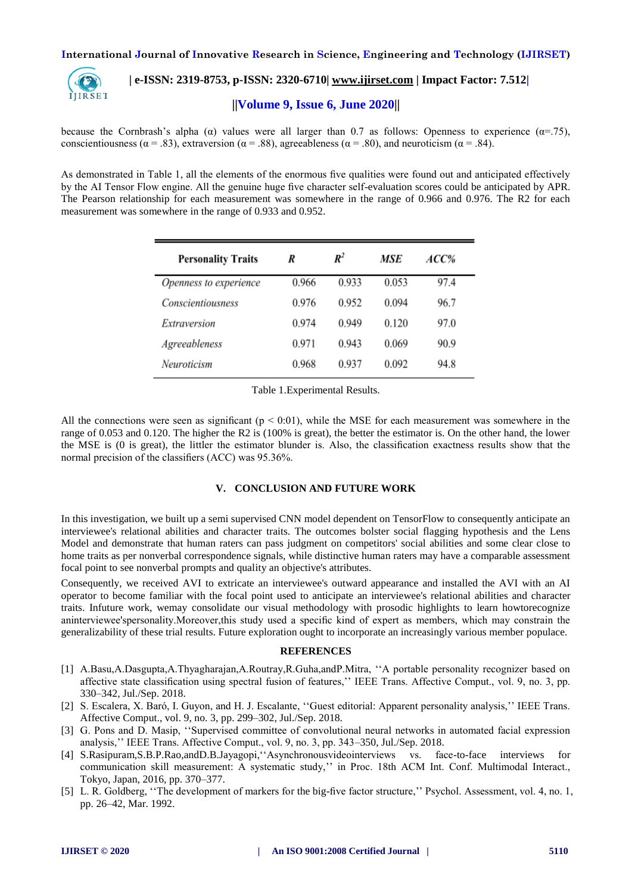because the Cornbrash's alpha (α) values were all larger than 0.7 as follows: Openness to experience (α=.75), conscientiousness (α = .83), extraversion (α = .88), agreeableness (α = .80), and neuroticism (α = .84).

As demonstrated in Table 1, all the elements of the enormous five qualities were found out and anticipated effectively by the AI Tensor Flow engine. All the genuine huge five character self-evaluation scores could be anticipated by APR. The Pearson relationship for each measurement was somewhere in the range of 0.966 and 0.976. The R2 for each measurement was somewhere in the range of 0.933 and 0.952.

| Personality Traits | *R* | $R^2$ | *MSE* | *ACC%* |
|---|---|---|---|---|
| *Openness to experience* | 0.966 | 0.933 | 0.053 | 97.4 |
| *Conscientiousness* | 0.976 | 0.952 | 0.094 | 96.7 |
| *Extraversion* | 0.974 | 0.949 | 0.120 | 97.0 |
| *Agreeableness* | 0.971 | 0.943 | 0.069 | 90.9 |
| *Neuroticism* | 0.968 | 0.937 | 0.092 | 94.8 |

Table 1.Experimental Results.

All the connections were seen as significant ($p < 0{:}01$), while the MSE for each measurement was somewhere in the range of 0.053 and 0.120. The higher the R2 is (100% is great), the better the estimator is. On the other hand, the lower the MSE is (0 is great), the littler the estimator blunder is. Also, the classification exactness results show that the normal precision of the classifiers (ACC) was 95.36%.

## V. CONCLUSION AND FUTURE WORK

In this investigation, we built up a semi supervised CNN model dependent on TensorFlow to consequently anticipate an interviewee's relational abilities and character traits. The outcomes bolster social flagging hypothesis and the Lens Model and demonstrate that human raters can pass judgment on competitors' social abilities and some clear close to home traits as per nonverbal correspondence signals, while distinctive human raters may have a comparable assessment focal point to see nonverbal prompts and quality an objective's attributes.

Consequently, we received AVI to extricate an interviewee's outward appearance and installed the AVI with an AI operator to become familiar with the focal point used to anticipate an interviewee's relational abilities and character traits. Infuture work, wemay consolidate our visual methodology with prosodic highlights to learn howtorecognize aninterviewee'spersonality.Moreover,this study used a specific kind of expert as members, which may constrain the generalizability of these trial results. Future exploration ought to incorporate an increasingly various member populace.

## REFERENCES

[1] A.Basu,A.Dasgupta,A.Thyagharajan,A.Routray,R.Guha,andP.Mitra, ''A portable personality recognizer based on affective state classification using spectral fusion of features,'' IEEE Trans. Affective Comput., vol. 9, no. 3, pp. 330–342, Jul./Sep. 2018.

[2] S. Escalera, X. Baró, I. Guyon, and H. J. Escalante, ''Guest editorial: Apparent personality analysis,'' IEEE Trans. Affective Comput., vol. 9, no. 3, pp. 299–302, Jul./Sep. 2018.

[3] G. Pons and D. Masip, ''Supervised committee of convolutional neural networks in automated facial expression analysis,'' IEEE Trans. Affective Comput., vol. 9, no. 3, pp. 343–350, Jul./Sep. 2018.

[4] S.Rasipuram,S.B.P.Rao,andD.B.Jayagopi,''Asynchronousvideointerviews vs. face-to-face interviews for communication skill measurement: A systematic study,'' in Proc. 18th ACM Int. Conf. Multimodal Interact., Tokyo, Japan, 2016, pp. 370–377.

[5] L. R. Goldberg, ''The development of markers for the big-five factor structure,'' Psychol. Assessment, vol. 4, no. 1, pp. 26–42, Mar. 1992.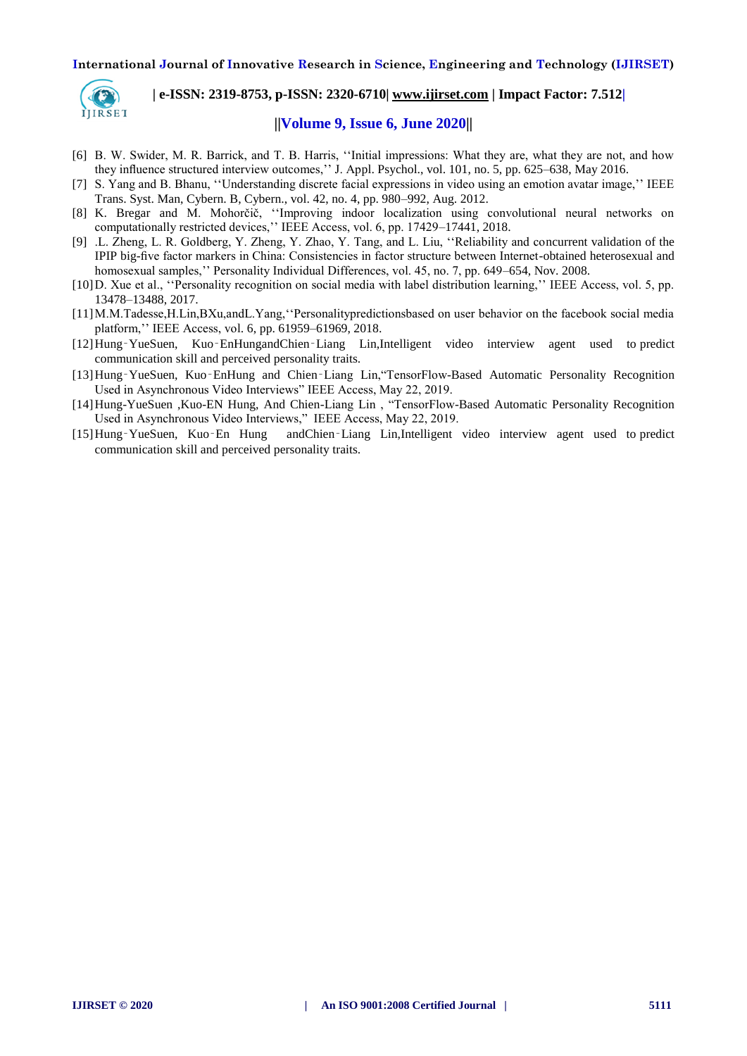[6] B. W. Swider, M. R. Barrick, and T. B. Harris, ''Initial impressions: What they are, what they are not, and how they influence structured interview outcomes,'' J. Appl. Psychol., vol. 101, no. 5, pp. 625–638, May 2016.

[7] S. Yang and B. Bhanu, ''Understanding discrete facial expressions in video using an emotion avatar image,'' IEEE Trans. Syst. Man, Cybern. B, Cybern., vol. 42, no. 4, pp. 980–992, Aug. 2012.

[8] K. Bregar and M. Mohorčič, ''Improving indoor localization using convolutional neural networks on computationally restricted devices,'' IEEE Access, vol. 6, pp. 17429–17441, 2018.

[9] .L. Zheng, L. R. Goldberg, Y. Zheng, Y. Zhao, Y. Tang, and L. Liu, ''Reliability and concurrent validation of the IPIP big-five factor markers in China: Consistencies in factor structure between Internet-obtained heterosexual and homosexual samples,'' Personality Individual Differences, vol. 45, no. 7, pp. 649–654, Nov. 2008.

[10] D. Xue et al., ''Personality recognition on social media with label distribution learning,'' IEEE Access, vol. 5, pp. 13478–13488, 2017.

[11] M.M.Tadesse,H.Lin,BXu,andL.Yang,''Personalitypredictionsbased on user behavior on the facebook social media platform,'' IEEE Access, vol. 6, pp. 61959–61969, 2018.

[12] Hung‑YueSuen, Kuo‑EnHungandChien‑Liang Lin,Intelligent video interview agent used to predict communication skill and perceived personality traits.

[13] Hung‑YueSuen, Kuo‑EnHung and Chien‑Liang Lin,"TensorFlow-Based Automatic Personality Recognition Used in Asynchronous Video Interviews" IEEE Access, May 22, 2019.

[14] Hung-YueSuen ,Kuo-EN Hung, And Chien-Liang Lin , "TensorFlow-Based Automatic Personality Recognition Used in Asynchronous Video Interviews," IEEE Access, May 22, 2019.

[15] Hung‑YueSuen, Kuo‑En Hung andChien‑Liang Lin,Intelligent video interview agent used to predict communication skill and perceived personality traits.